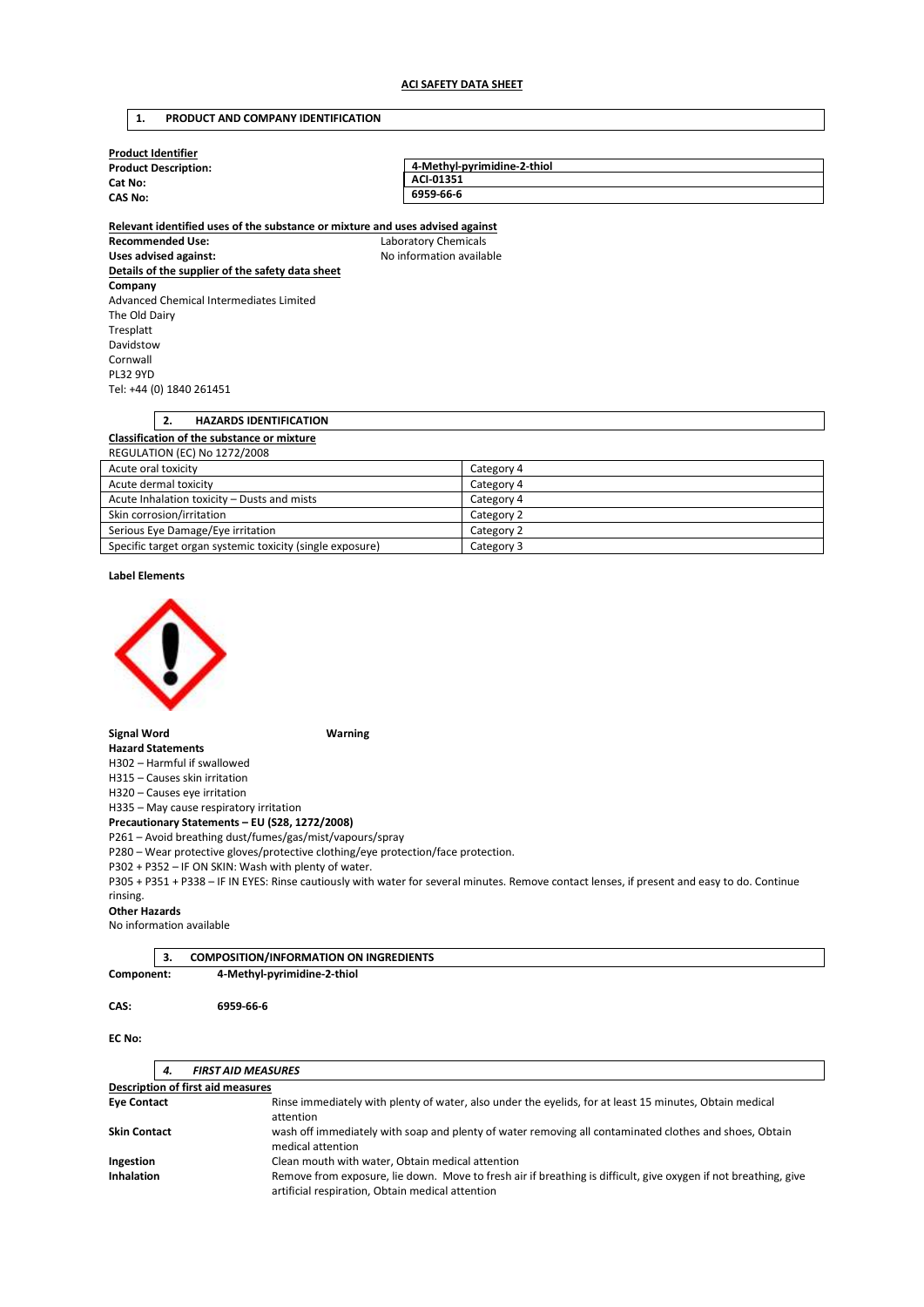**ACI SAFETY DATA SHEET**

## 1. PRODUCT AND COMPANY IDENTIFICATION

**Product Identifier**

| | |
|---|---|
| **Product Description:** | **4-Methyl-pyrimidine-2-thiol** |
| **Cat No:** | **ACI-01351** |
| **CAS No:** | **6959-66-6** |

**Relevant identified uses of the substance or mixture and uses advised against**

**Recommended Use:** Laboratory Chemicals

**Uses advised against:** No information available

**Details of the supplier of the safety data sheet**

**Company**

Advanced Chemical Intermediates Limited
The Old Dairy
Tresplatt
Davidstow
Cornwall
PL32 9YD
Tel: +44 (0) 1840 261451

## 2. HAZARDS IDENTIFICATION

**Classification of the substance or mixture**

REGULATION (EC) No 1272/2008

| | |
|---|---|
| Acute oral toxicity | Category 4 |
| Acute dermal toxicity | Category 4 |
| Acute Inhalation toxicity – Dusts and mists | Category 4 |
| Skin corrosion/irritation | Category 2 |
| Serious Eye Damage/Eye irritation | Category 2 |
| Specific target organ systemic toxicity (single exposure) | Category 3 |

**Label Elements**

**Signal Word** **Warning**

**Hazard Statements**

H302 – Harmful if swallowed
H315 – Causes skin irritation
H320 – Causes eye irritation
H335 – May cause respiratory irritation

**Precautionary Statements – EU (S28, 1272/2008)**

P261 – Avoid breathing dust/fumes/gas/mist/vapours/spray
P280 – Wear protective gloves/protective clothing/eye protection/face protection.
P302 + P352 – IF ON SKIN: Wash with plenty of water.
P305 + P351 + P338 – IF IN EYES: Rinse cautiously with water for several minutes. Remove contact lenses, if present and easy to do. Continue rinsing.

**Other Hazards**

No information available

## 3. COMPOSITION/INFORMATION ON INGREDIENTS

**Component:** **4-Methyl-pyrimidine-2-thiol**

**CAS:** **6959-66-6**

**EC No:**

## *4. FIRST AID MEASURES*

**Description of first aid measures**

| | |
|---|---|
| **Eye Contact** | Rinse immediately with plenty of water, also under the eyelids, for at least 15 minutes, Obtain medical attention |
| **Skin Contact** | wash off immediately with soap and plenty of water removing all contaminated clothes and shoes, Obtain medical attention |
| **Ingestion** | Clean mouth with water, Obtain medical attention |
| **Inhalation** | Remove from exposure, lie down. Move to fresh air if breathing is difficult, give oxygen if not breathing, give artificial respiration, Obtain medical attention |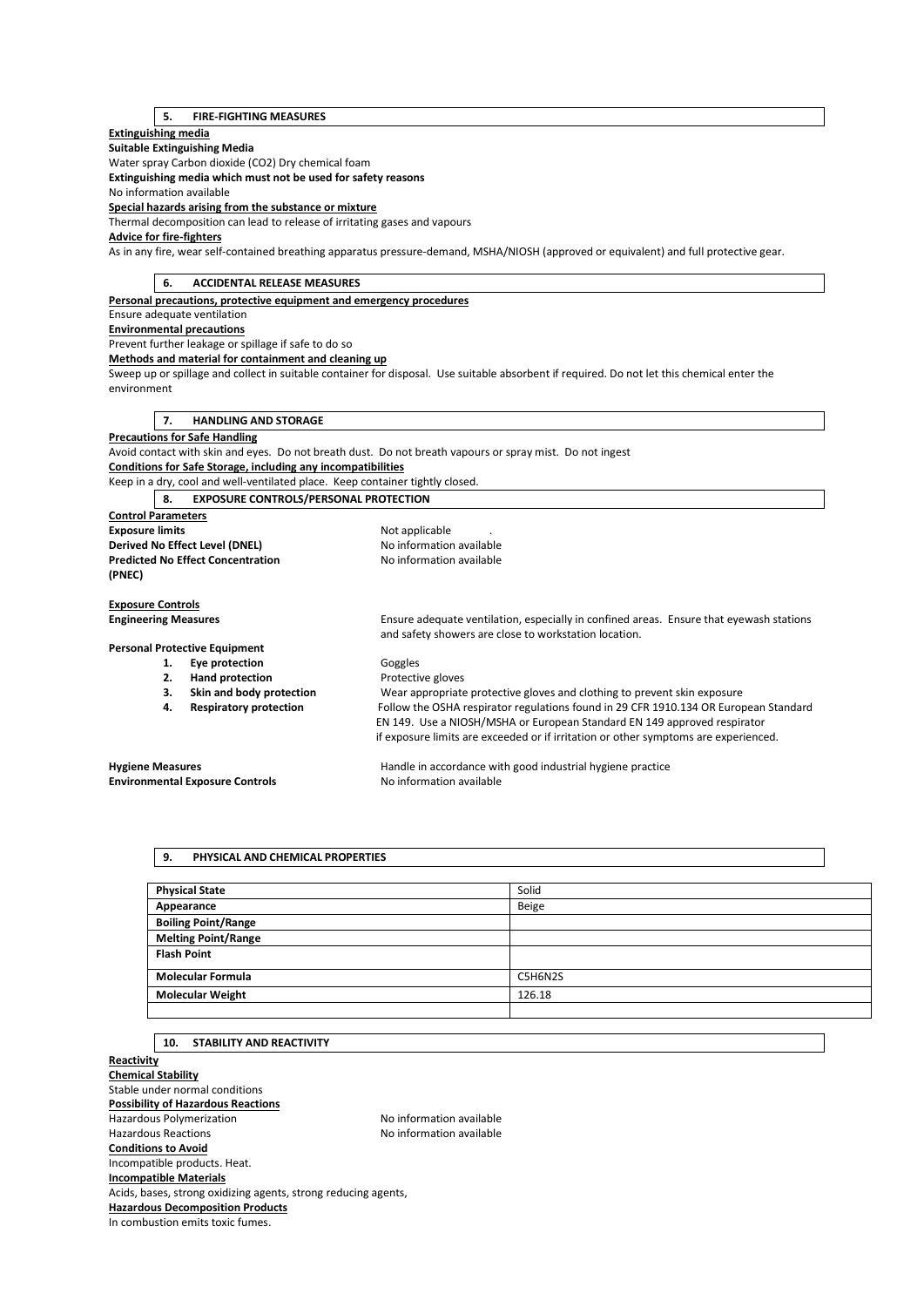## 5. FIRE-FIGHTING MEASURES

**Extinguishing media**

**Suitable Extinguishing Media**

Water spray Carbon dioxide ($CO_2$) Dry chemical foam

**Extinguishing media which must not be used for safety reasons**

No information available

**Special hazards arising from the substance or mixture**

Thermal decomposition can lead to release of irritating gases and vapours

**Advice for fire-fighters**

As in any fire, wear self-contained breathing apparatus pressure-demand, MSHA/NIOSH (approved or equivalent) and full protective gear.

## 6. ACCIDENTAL RELEASE MEASURES

**Personal precautions, protective equipment and emergency procedures**

Ensure adequate ventilation

**Environmental precautions**

Prevent further leakage or spillage if safe to do so

**Methods and material for containment and cleaning up**

Sweep up or spillage and collect in suitable container for disposal. Use suitable absorbent if required. Do not let this chemical enter the environment

## 7. HANDLING AND STORAGE

**Precautions for Safe Handling**

Avoid contact with skin and eyes. Do not breath dust. Do not breath vapours or spray mist. Do not ingest

**Conditions for Safe Storage, including any incompatibilities**

Keep in a dry, cool and well-ventilated place. Keep container tightly closed.

## 8. EXPOSURE CONTROLS/PERSONAL PROTECTION

**Control Parameters**

**Exposure limits** Not applicable .

**Derived No Effect Level (DNEL)** No information available

**Predicted No Effect Concentration (PNEC)** No information available

**Exposure Controls**

**Engineering Measures** Ensure adequate ventilation, especially in confined areas. Ensure that eyewash stations and safety showers are close to workstation location.

**Personal Protective Equipment**

1. **Eye protection** Goggles
2. **Hand protection** Protective gloves
3. **Skin and body protection** Wear appropriate protective gloves and clothing to prevent skin exposure
4. **Respiratory protection** Follow the OSHA respirator regulations found in 29 CFR 1910.134 OR European Standard EN 149. Use a NIOSH/MSHA or European Standard EN 149 approved respirator if exposure limits are exceeded or if irritation or other symptoms are experienced.

**Hygiene Measures** Handle in accordance with good industrial hygiene practice

**Environmental Exposure Controls** No information available

## 9. PHYSICAL AND CHEMICAL PROPERTIES

| Physical State | Solid |
|---|---|
| Appearance | Beige |
| Boiling Point/Range | |
| Melting Point/Range | |
| Flash Point | |
| Molecular Formula | $C_5H_6N_2S$ |
| Molecular Weight | 126.18 |
| | |

## 10. STABILITY AND REACTIVITY

**Reactivity**

**Chemical Stability**

Stable under normal conditions

**Possibility of Hazardous Reactions**

Hazardous Polymerization No information available

Hazardous Reactions No information available

**Conditions to Avoid**

Incompatible products. Heat.

**Incompatible Materials**

Acids, bases, strong oxidizing agents, strong reducing agents,

**Hazardous Decomposition Products**

In combustion emits toxic fumes.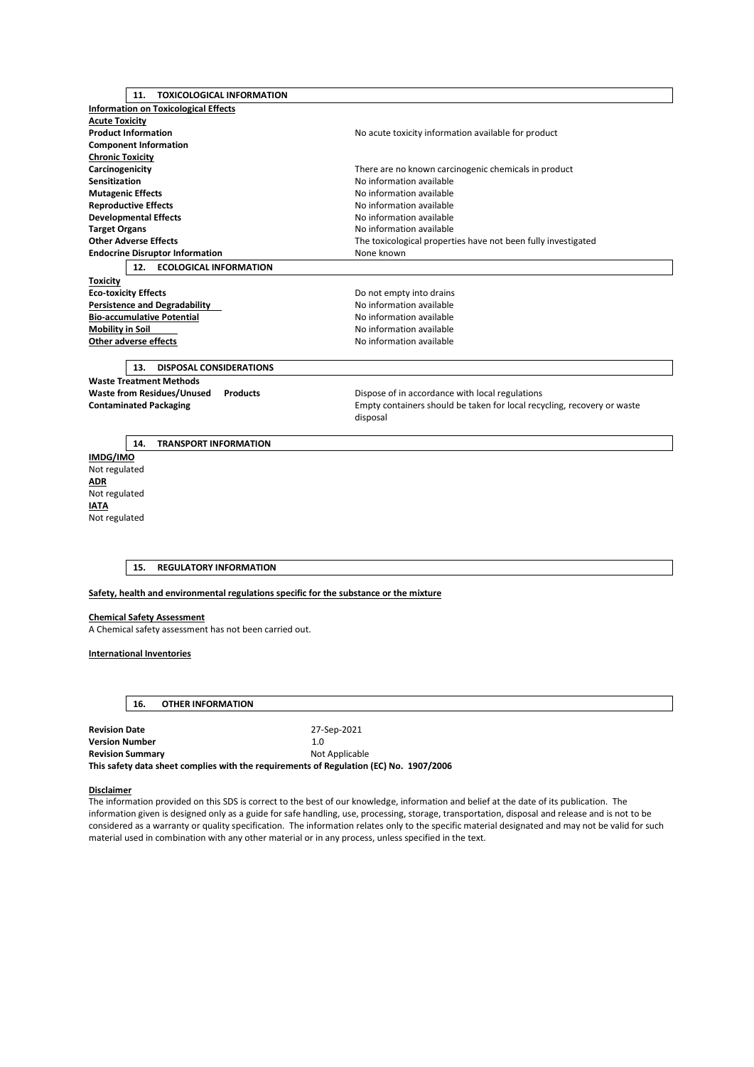## 11. TOXICOLOGICAL INFORMATION

| | |
|---|---|
| **Information on Toxicological Effects** | |
| **Acute Toxicity** | |
| **Product Information** | No acute toxicity information available for product |
| **Component Information** | |
| **Chronic Toxicity** | |
| **Carcinogenicity** | There are no known carcinogenic chemicals in product |
| **Sensitization** | No information available |
| **Mutagenic Effects** | No information available |
| **Reproductive Effects** | No information available |
| **Developmental Effects** | No information available |
| **Target Organs** | No information available |
| **Other Adverse Effects** | The toxicological properties have not been fully investigated |
| **Endocrine Disruptor Information** | None known |

## 12. ECOLOGICAL INFORMATION

| | |
|---|---|
| **Toxicity** | |
| **Eco-toxicity Effects** | Do not empty into drains |
| **Persistence and Degradability** | No information available |
| **Bio-accumulative Potential** | No information available |
| **Mobility in Soil** | No information available |
| **Other adverse effects** | No information available |

## 13. DISPOSAL CONSIDERATIONS

| | |
|---|---|
| **Waste Treatment Methods** | |
| **Waste from Residues/Unused Products** | Dispose of in accordance with local regulations |
| **Contaminated Packaging** | Empty containers should be taken for local recycling, recovery or waste disposal |

## 14. TRANSPORT INFORMATION

**IMDG/IMO**
Not regulated

**ADR**
Not regulated

**IATA**
Not regulated

## 15. REGULATORY INFORMATION

**Safety, health and environmental regulations specific for the substance or the mixture**

**Chemical Safety Assessment**

A Chemical safety assessment has not been carried out.

**International Inventories**

## 16. OTHER INFORMATION

| | |
|---|---|
| **Revision Date** | 27-Sep-2021 |
| **Version Number** | 1.0 |
| **Revision Summary** | Not Applicable |

**This safety data sheet complies with the requirements of Regulation (EC) No. 1907/2006**

**Disclaimer**

The information provided on this SDS is correct to the best of our knowledge, information and belief at the date of its publication. The information given is designed only as a guide for safe handling, use, processing, storage, transportation, disposal and release and is not to be considered as a warranty or quality specification. The information relates only to the specific material designated and may not be valid for such material used in combination with any other material or in any process, unless specified in the text.